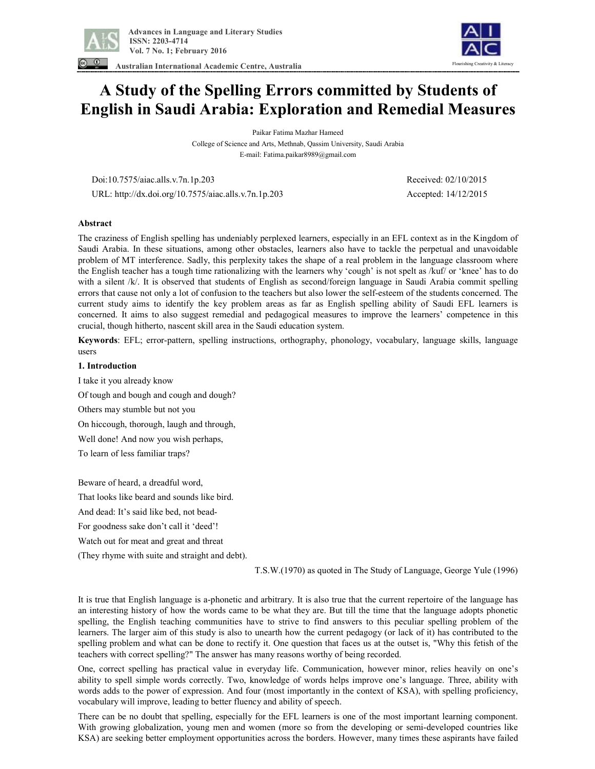# A Study of the Spelling Errors committed by Students of English in Saudi Arabia: Exploration and Remedial Measures

Paikar Fatima Mazhar Hameed

College of Science and Arts, Methnab, Qassim University, Saudi Arabia

E-mail: Fatima.paikar8989@gmail.com

Doi:10.7575/aiac.alls.v.7n.1p.203

URL: http://dx.doi.org/10.7575/aiac.alls.v.7n.1p.203

Received: 02/10/2015

Accepted: 14/12/2015

### Abstract

The craziness of English spelling has undeniably perplexed learners, especially in an EFL context as in the Kingdom of Saudi Arabia. In these situations, among other obstacles, learners also have to tackle the perpetual and unavoidable problem of MT interference. Sadly, this perplexity takes the shape of a real problem in the language classroom where the English teacher has a tough time rationalizing with the learners why 'cough' is not spelt as /kuf/ or 'knee' has to do with a silent /k/. It is observed that students of English as second/foreign language in Saudi Arabia commit spelling errors that cause not only a lot of confusion to the teachers but also lower the self-esteem of the students concerned. The current study aims to identify the key problem areas as far as English spelling ability of Saudi EFL learners is concerned. It aims to also suggest remedial and pedagogical measures to improve the learners' competence in this crucial, though hitherto, nascent skill area in the Saudi education system.

**Keywords**: EFL; error-pattern, spelling instructions, orthography, phonology, vocabulary, language skills, language users

### 1. Introduction

I take it you already know

Of tough and bough and cough and dough?

Others may stumble but not you

On hiccough, thorough, laugh and through,

Well done! And now you wish perhaps,

To learn of less familiar traps?

Beware of heard, a dreadful word,

That looks like beard and sounds like bird.

And dead: It's said like bed, not bead-

For goodness sake don't call it 'deed'!

Watch out for meat and great and threat

(They rhyme with suite and straight and debt).

T.S.W.(1970) as quoted in The Study of Language, George Yule (1996)

It is true that English language is a-phonetic and arbitrary. It is also true that the current repertoire of the language has an interesting history of how the words came to be what they are. But till the time that the language adopts phonetic spelling, the English teaching communities have to strive to find answers to this peculiar spelling problem of the learners. The larger aim of this study is also to unearth how the current pedagogy (or lack of it) has contributed to the spelling problem and what can be done to rectify it. One question that faces us at the outset is, "Why this fetish of the teachers with correct spelling?" The answer has many reasons worthy of being recorded.

One, correct spelling has practical value in everyday life. Communication, however minor, relies heavily on one's ability to spell simple words correctly. Two, knowledge of words helps improve one's language. Three, ability with words adds to the power of expression. And four (most importantly in the context of KSA), with spelling proficiency, vocabulary will improve, leading to better fluency and ability of speech.

There can be no doubt that spelling, especially for the EFL learners is one of the most important learning component. With growing globalization, young men and women (more so from the developing or semi-developed countries like KSA) are seeking better employment opportunities across the borders. However, many times these aspirants have failed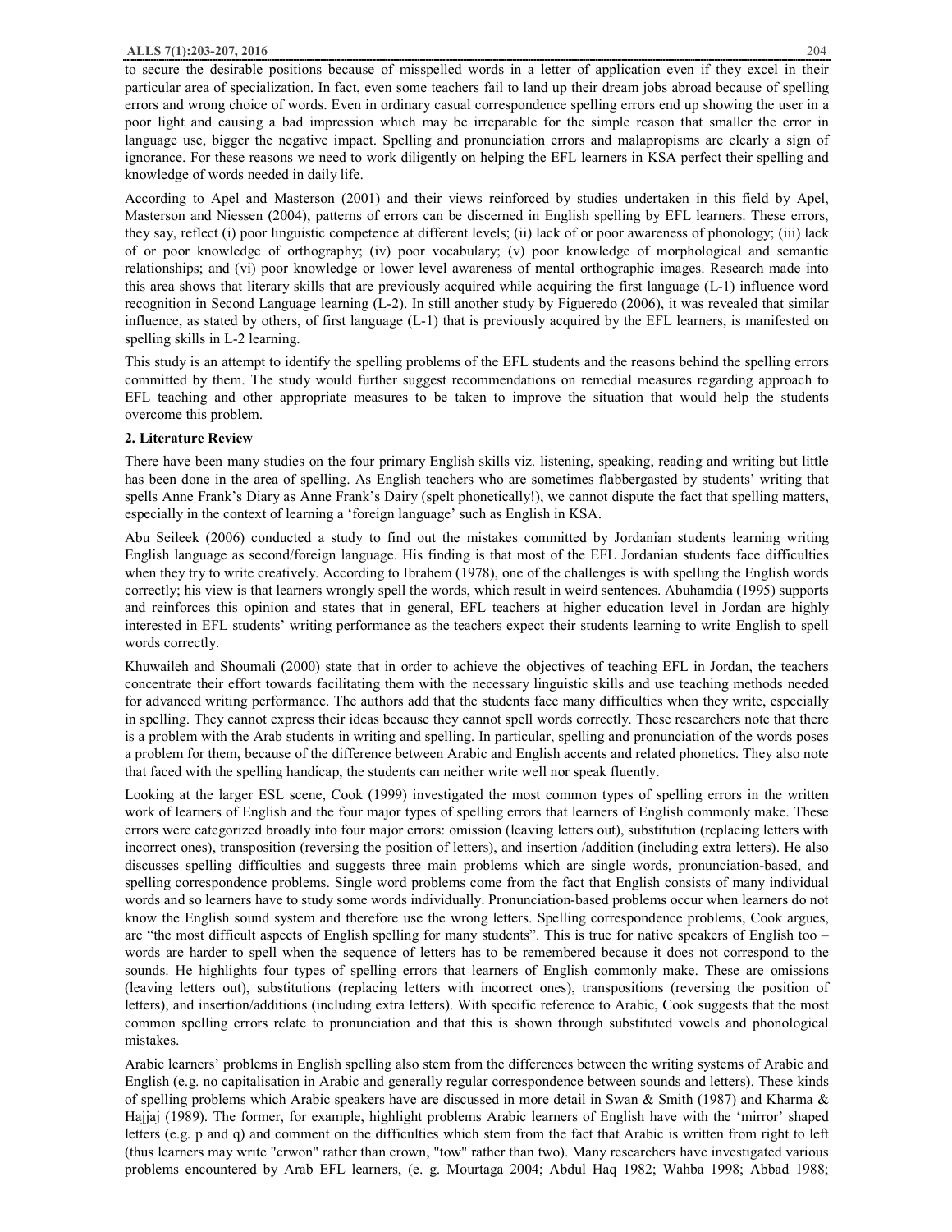to secure the desirable positions because of misspelled words in a letter of application even if they excel in their particular area of specialization. In fact, even some teachers fail to land up their dream jobs abroad because of spelling errors and wrong choice of words. Even in ordinary casual correspondence spelling errors end up showing the user in a poor light and causing a bad impression which may be irreparable for the simple reason that smaller the error in language use, bigger the negative impact. Spelling and pronunciation errors and malapropisms are clearly a sign of ignorance. For these reasons we need to work diligently on helping the EFL learners in KSA perfect their spelling and knowledge of words needed in daily life.

According to Apel and Masterson (2001) and their views reinforced by studies undertaken in this field by Apel, Masterson and Niessen (2004), patterns of errors can be discerned in English spelling by EFL learners. These errors, they say, reflect (i) poor linguistic competence at different levels; (ii) lack of or poor awareness of phonology; (iii) lack of or poor knowledge of orthography; (iv) poor vocabulary; (v) poor knowledge of morphological and semantic relationships; and (vi) poor knowledge or lower level awareness of mental orthographic images. Research made into this area shows that literary skills that are previously acquired while acquiring the first language (L-1) influence word recognition in Second Language learning (L-2). In still another study by Figueredo (2006), it was revealed that similar influence, as stated by others, of first language (L-1) that is previously acquired by the EFL learners, is manifested on spelling skills in L-2 learning.

This study is an attempt to identify the spelling problems of the EFL students and the reasons behind the spelling errors committed by them. The study would further suggest recommendations on remedial measures regarding approach to EFL teaching and other appropriate measures to be taken to improve the situation that would help the students overcome this problem.

## 2. Literature Review

There have been many studies on the four primary English skills viz. listening, speaking, reading and writing but little has been done in the area of spelling. As English teachers who are sometimes flabbergasted by students' writing that spells Anne Frank's Diary as Anne Frank's Dairy (spelt phonetically!), we cannot dispute the fact that spelling matters, especially in the context of learning a 'foreign language' such as English in KSA.

Abu Seileek (2006) conducted a study to find out the mistakes committed by Jordanian students learning writing English language as second/foreign language. His finding is that most of the EFL Jordanian students face difficulties when they try to write creatively. According to Ibrahem (1978), one of the challenges is with spelling the English words correctly; his view is that learners wrongly spell the words, which result in weird sentences. Abuhamdia (1995) supports and reinforces this opinion and states that in general, EFL teachers at higher education level in Jordan are highly interested in EFL students' writing performance as the teachers expect their students learning to write English to spell words correctly.

Khuwaileh and Shoumali (2000) state that in order to achieve the objectives of teaching EFL in Jordan, the teachers concentrate their effort towards facilitating them with the necessary linguistic skills and use teaching methods needed for advanced writing performance. The authors add that the students face many difficulties when they write, especially in spelling. They cannot express their ideas because they cannot spell words correctly. These researchers note that there is a problem with the Arab students in writing and spelling. In particular, spelling and pronunciation of the words poses a problem for them, because of the difference between Arabic and English accents and related phonetics. They also note that faced with the spelling handicap, the students can neither write well nor speak fluently.

Looking at the larger ESL scene, Cook (1999) investigated the most common types of spelling errors in the written work of learners of English and the four major types of spelling errors that learners of English commonly make. These errors were categorized broadly into four major errors: omission (leaving letters out), substitution (replacing letters with incorrect ones), transposition (reversing the position of letters), and insertion /addition (including extra letters). He also discusses spelling difficulties and suggests three main problems which are single words, pronunciation-based, and spelling correspondence problems. Single word problems come from the fact that English consists of many individual words and so learners have to study some words individually. Pronunciation-based problems occur when learners do not know the English sound system and therefore use the wrong letters. Spelling correspondence problems, Cook argues, are "the most difficult aspects of English spelling for many students". This is true for native speakers of English too – words are harder to spell when the sequence of letters has to be remembered because it does not correspond to the sounds. He highlights four types of spelling errors that learners of English commonly make. These are omissions (leaving letters out), substitutions (replacing letters with incorrect ones), transpositions (reversing the position of letters), and insertion/additions (including extra letters). With specific reference to Arabic, Cook suggests that the most common spelling errors relate to pronunciation and that this is shown through substituted vowels and phonological mistakes.

Arabic learners' problems in English spelling also stem from the differences between the writing systems of Arabic and English (e.g. no capitalisation in Arabic and generally regular correspondence between sounds and letters). These kinds of spelling problems which Arabic speakers have are discussed in more detail in Swan & Smith (1987) and Kharma & Hajjaj (1989). The former, for example, highlight problems Arabic learners of English have with the 'mirror' shaped letters (e.g. p and q) and comment on the difficulties which stem from the fact that Arabic is written from right to left (thus learners may write "crwon" rather than crown, "tow" rather than two). Many researchers have investigated various problems encountered by Arab EFL learners, (e. g. Mourtaga 2004; Abdul Haq 1982; Wahba 1998; Abbad 1988;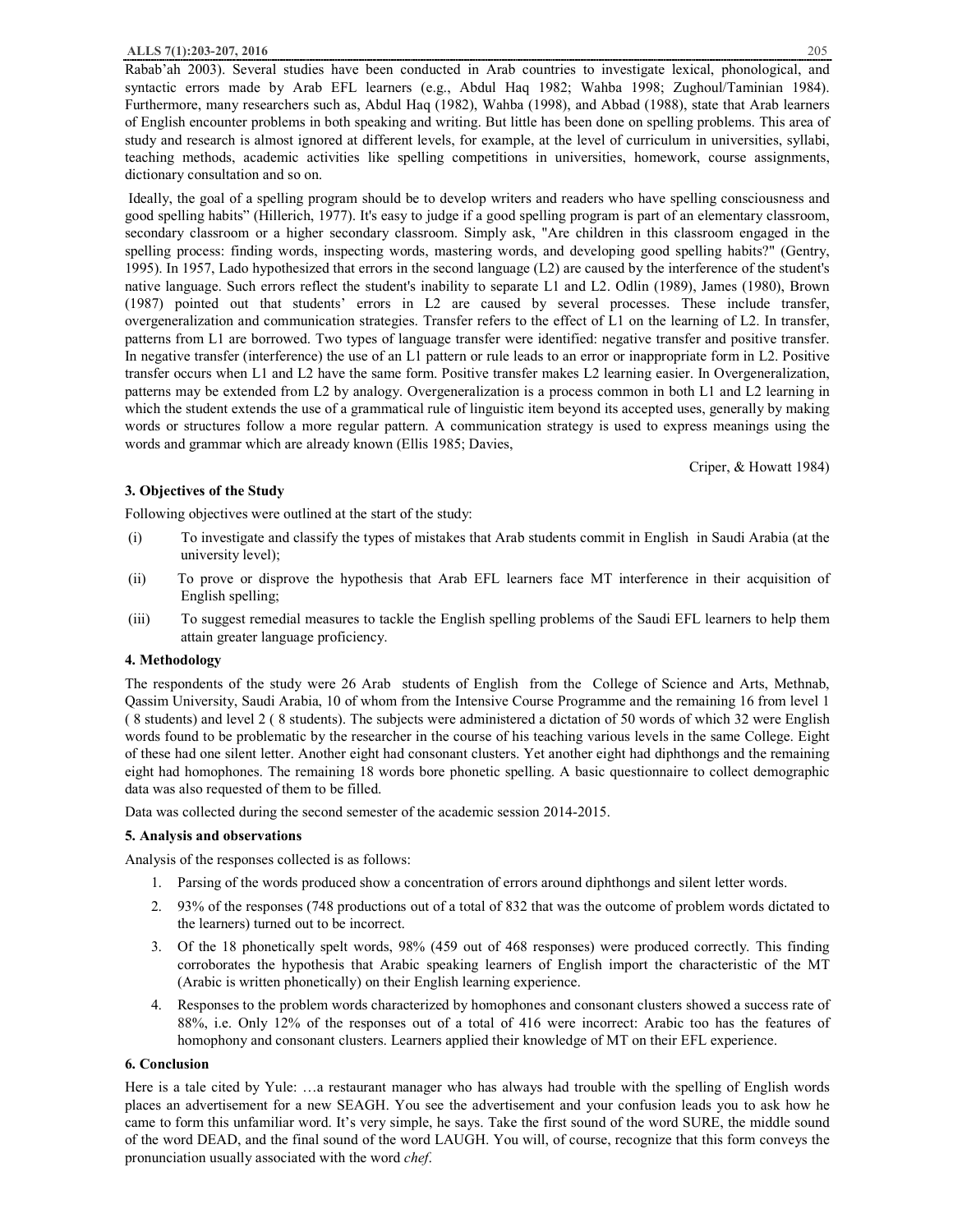Rabab'ah 2003). Several studies have been conducted in Arab countries to investigate lexical, phonological, and syntactic errors made by Arab EFL learners (e.g., Abdul Haq 1982; Wahba 1998; Zughoul/Taminian 1984). Furthermore, many researchers such as, Abdul Haq (1982), Wahba (1998), and Abbad (1988), state that Arab learners of English encounter problems in both speaking and writing. But little has been done on spelling problems. This area of study and research is almost ignored at different levels, for example, at the level of curriculum in universities, syllabi, teaching methods, academic activities like spelling competitions in universities, homework, course assignments, dictionary consultation and so on.

Ideally, the goal of a spelling program should be to develop writers and readers who have spelling consciousness and good spelling habits" (Hillerich, 1977). It's easy to judge if a good spelling program is part of an elementary classroom, secondary classroom or a higher secondary classroom. Simply ask, "Are children in this classroom engaged in the spelling process: finding words, inspecting words, mastering words, and developing good spelling habits?" (Gentry, 1995). In 1957, Lado hypothesized that errors in the second language (L2) are caused by the interference of the student's native language. Such errors reflect the student's inability to separate L1 and L2. Odlin (1989), James (1980), Brown (1987) pointed out that students' errors in L2 are caused by several processes. These include transfer, overgeneralization and communication strategies. Transfer refers to the effect of L1 on the learning of L2. In transfer, patterns from L1 are borrowed. Two types of language transfer were identified: negative transfer and positive transfer. In negative transfer (interference) the use of an L1 pattern or rule leads to an error or inappropriate form in L2. Positive transfer occurs when L1 and L2 have the same form. Positive transfer makes L2 learning easier. In Overgeneralization, patterns may be extended from L2 by analogy. Overgeneralization is a process common in both L1 and L2 learning in which the student extends the use of a grammatical rule of linguistic item beyond its accepted uses, generally by making words or structures follow a more regular pattern. A communication strategy is used to express meanings using the words and grammar which are already known (Ellis 1985; Davies, Criper, & Howatt 1984)

## 3. Objectives of the Study

Following objectives were outlined at the start of the study:

(i) To investigate and classify the types of mistakes that Arab students commit in English in Saudi Arabia (at the university level);

(ii) To prove or disprove the hypothesis that Arab EFL learners face MT interference in their acquisition of English spelling;

(iii) To suggest remedial measures to tackle the English spelling problems of the Saudi EFL learners to help them attain greater language proficiency.

## 4. Methodology

The respondents of the study were 26 Arab students of English from the College of Science and Arts, Methnab, Qassim University, Saudi Arabia, 10 of whom from the Intensive Course Programme and the remaining 16 from level 1 ( 8 students) and level 2 ( 8 students). The subjects were administered a dictation of 50 words of which 32 were English words found to be problematic by the researcher in the course of his teaching various levels in the same College. Eight of these had one silent letter. Another eight had consonant clusters. Yet another eight had diphthongs and the remaining eight had homophones. The remaining 18 words bore phonetic spelling. A basic questionnaire to collect demographic data was also requested of them to be filled.

Data was collected during the second semester of the academic session 2014-2015.

## 5. Analysis and observations

Analysis of the responses collected is as follows:

1. Parsing of the words produced show a concentration of errors around diphthongs and silent letter words.
2. 93% of the responses (748 productions out of a total of 832 that was the outcome of problem words dictated to the learners) turned out to be incorrect.
3. Of the 18 phonetically spelt words, 98% (459 out of 468 responses) were produced correctly. This finding corroborates the hypothesis that Arabic speaking learners of English import the characteristic of the MT (Arabic is written phonetically) on their English learning experience.
4. Responses to the problem words characterized by homophones and consonant clusters showed a success rate of 88%, i.e. Only 12% of the responses out of a total of 416 were incorrect: Arabic too has the features of homophony and consonant clusters. Learners applied their knowledge of MT on their EFL experience.

## 6. Conclusion

Here is a tale cited by Yule: …a restaurant manager who has always had trouble with the spelling of English words places an advertisement for a new SEAGH. You see the advertisement and your confusion leads you to ask how he came to form this unfamiliar word. It's very simple, he says. Take the first sound of the word SURE, the middle sound of the word DEAD, and the final sound of the word LAUGH. You will, of course, recognize that this form conveys the pronunciation usually associated with the word *chef*.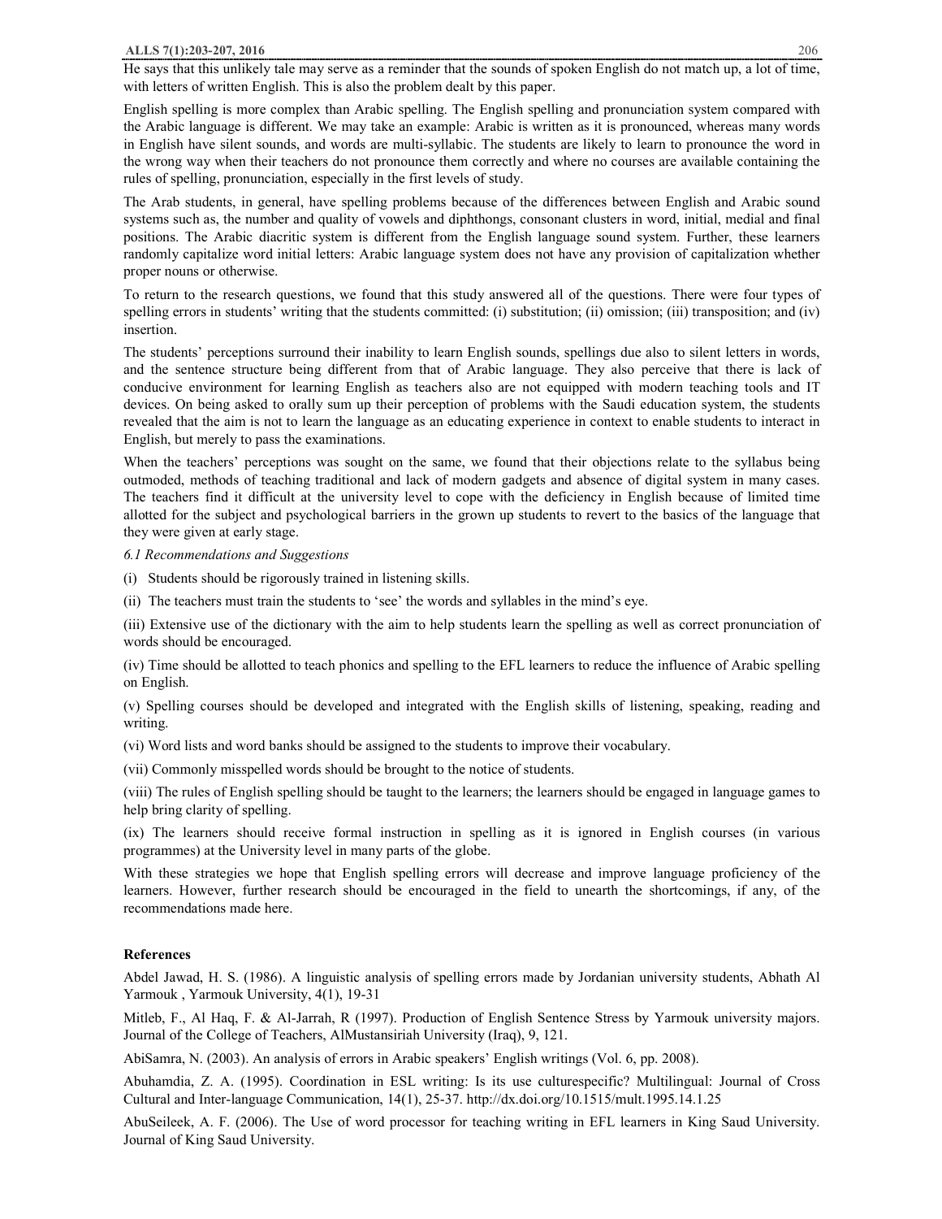He says that this unlikely tale may serve as a reminder that the sounds of spoken English do not match up, a lot of time, with letters of written English. This is also the problem dealt by this paper.

English spelling is more complex than Arabic spelling. The English spelling and pronunciation system compared with the Arabic language is different. We may take an example: Arabic is written as it is pronounced, whereas many words in English have silent sounds, and words are multi-syllabic. The students are likely to learn to pronounce the word in the wrong way when their teachers do not pronounce them correctly and where no courses are available containing the rules of spelling, pronunciation, especially in the first levels of study.

The Arab students, in general, have spelling problems because of the differences between English and Arabic sound systems such as, the number and quality of vowels and diphthongs, consonant clusters in word, initial, medial and final positions. The Arabic diacritic system is different from the English language sound system. Further, these learners randomly capitalize word initial letters: Arabic language system does not have any provision of capitalization whether proper nouns or otherwise.

To return to the research questions, we found that this study answered all of the questions. There were four types of spelling errors in students' writing that the students committed: (i) substitution; (ii) omission; (iii) transposition; and (iv) insertion.

The students' perceptions surround their inability to learn English sounds, spellings due also to silent letters in words, and the sentence structure being different from that of Arabic language. They also perceive that there is lack of conducive environment for learning English as teachers also are not equipped with modern teaching tools and IT devices. On being asked to orally sum up their perception of problems with the Saudi education system, the students revealed that the aim is not to learn the language as an educating experience in context to enable students to interact in English, but merely to pass the examinations.

When the teachers' perceptions was sought on the same, we found that their objections relate to the syllabus being outmoded, methods of teaching traditional and lack of modern gadgets and absence of digital system in many cases. The teachers find it difficult at the university level to cope with the deficiency in English because of limited time allotted for the subject and psychological barriers in the grown up students to revert to the basics of the language that they were given at early stage.

### *6.1 Recommendations and Suggestions*

(i) Students should be rigorously trained in listening skills.

(ii) The teachers must train the students to 'see' the words and syllables in the mind's eye.

(iii) Extensive use of the dictionary with the aim to help students learn the spelling as well as correct pronunciation of words should be encouraged.

(iv) Time should be allotted to teach phonics and spelling to the EFL learners to reduce the influence of Arabic spelling on English.

(v) Spelling courses should be developed and integrated with the English skills of listening, speaking, reading and writing.

(vi) Word lists and word banks should be assigned to the students to improve their vocabulary.

(vii) Commonly misspelled words should be brought to the notice of students.

(viii) The rules of English spelling should be taught to the learners; the learners should be engaged in language games to help bring clarity of spelling.

(ix) The learners should receive formal instruction in spelling as it is ignored in English courses (in various programmes) at the University level in many parts of the globe.

With these strategies we hope that English spelling errors will decrease and improve language proficiency of the learners. However, further research should be encouraged in the field to unearth the shortcomings, if any, of the recommendations made here.

## References

Abdel Jawad, H. S. (1986). A linguistic analysis of spelling errors made by Jordanian university students, Abhath Al Yarmouk , Yarmouk University, 4(1), 19-31

Mitleb, F., Al Haq, F. & Al-Jarrah, R (1997). Production of English Sentence Stress by Yarmouk university majors. Journal of the College of Teachers, AlMustansiriah University (Iraq), 9, 121.

AbiSamra, N. (2003). An analysis of errors in Arabic speakers' English writings (Vol. 6, pp. 2008).

Abuhamdia, Z. A. (1995). Coordination in ESL writing: Is its use culturespecific? Multilingual: Journal of Cross Cultural and Inter-language Communication, 14(1), 25-37. http://dx.doi.org/10.1515/mult.1995.14.1.25

AbuSeileek, A. F. (2006). The Use of word processor for teaching writing in EFL learners in King Saud University. Journal of King Saud University.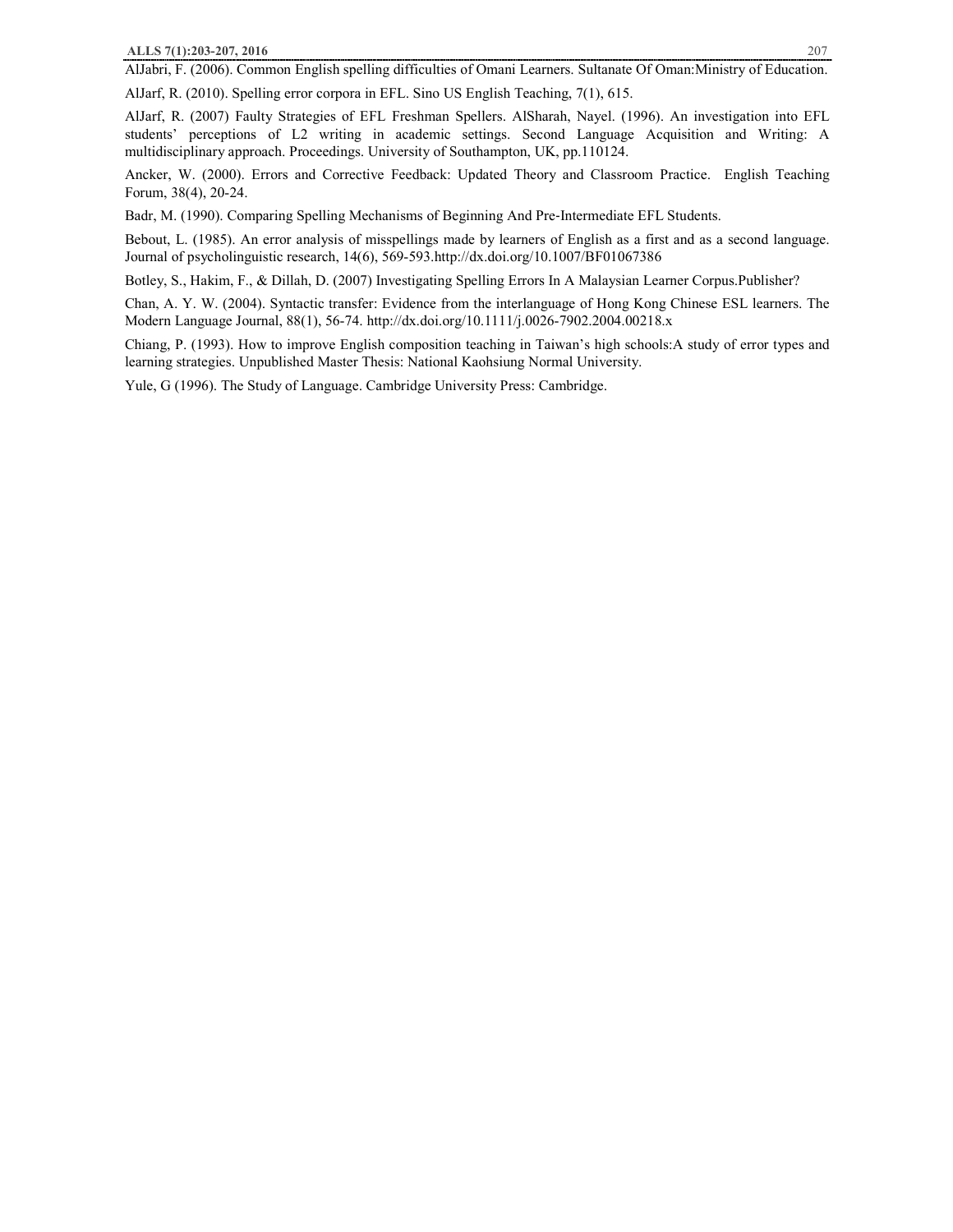AlJabri, F. (2006). Common English spelling difficulties of Omani Learners. Sultanate Of Oman:Ministry of Education.

AlJarf, R. (2010). Spelling error corpora in EFL. Sino US English Teaching, 7(1), 615.

AlJarf, R. (2007) Faulty Strategies of EFL Freshman Spellers. AlSharah, Nayel. (1996). An investigation into EFL students' perceptions of L2 writing in academic settings. Second Language Acquisition and Writing: A multidisciplinary approach. Proceedings. University of Southampton, UK, pp.110124.

Ancker, W. (2000). Errors and Corrective Feedback: Updated Theory and Classroom Practice. English Teaching Forum, 38(4), 20-24.

Badr, M. (1990). Comparing Spelling Mechanisms of Beginning And Pre-Intermediate EFL Students.

Bebout, L. (1985). An error analysis of misspellings made by learners of English as a first and as a second language. Journal of psycholinguistic research, 14(6), 569-593.http://dx.doi.org/10.1007/BF01067386

Botley, S., Hakim, F., & Dillah, D. (2007) Investigating Spelling Errors In A Malaysian Learner Corpus.Publisher?

Chan, A. Y. W. (2004). Syntactic transfer: Evidence from the interlanguage of Hong Kong Chinese ESL learners. The Modern Language Journal, 88(1), 56-74. http://dx.doi.org/10.1111/j.0026-7902.2004.00218.x

Chiang, P. (1993). How to improve English composition teaching in Taiwan's high schools:A study of error types and learning strategies. Unpublished Master Thesis: National Kaohsiung Normal University.

Yule, G (1996). The Study of Language. Cambridge University Press: Cambridge.